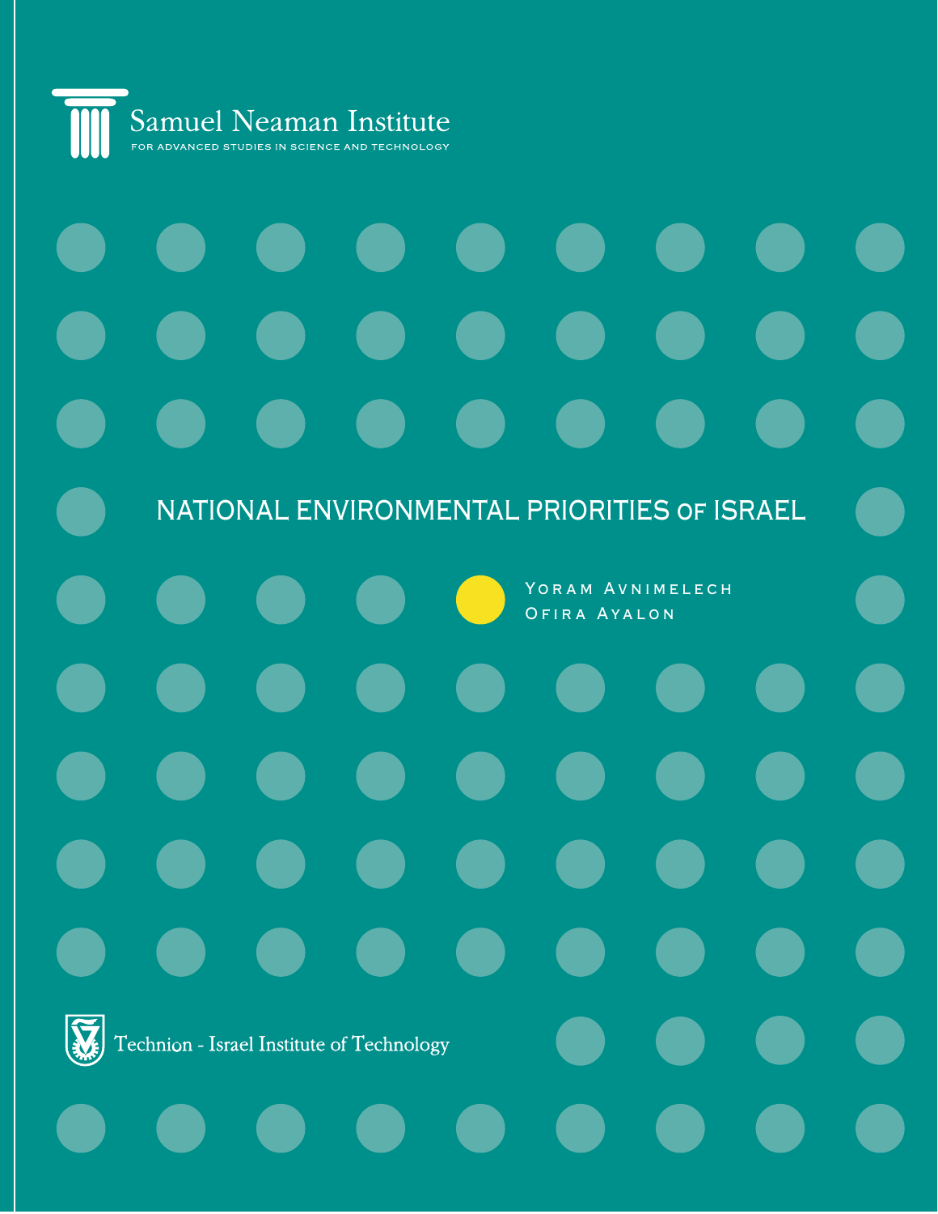Samuel Neaman Institute

FOR ADVANCED STUDIES IN SCIENCE AND TECHNOLOGY

# NATIONAL ENVIRONMENTAL PRIORITIES OF ISRAEL

Yoram Avnimelech

Ofira Ayalon

Technion - Israel Institute of Technology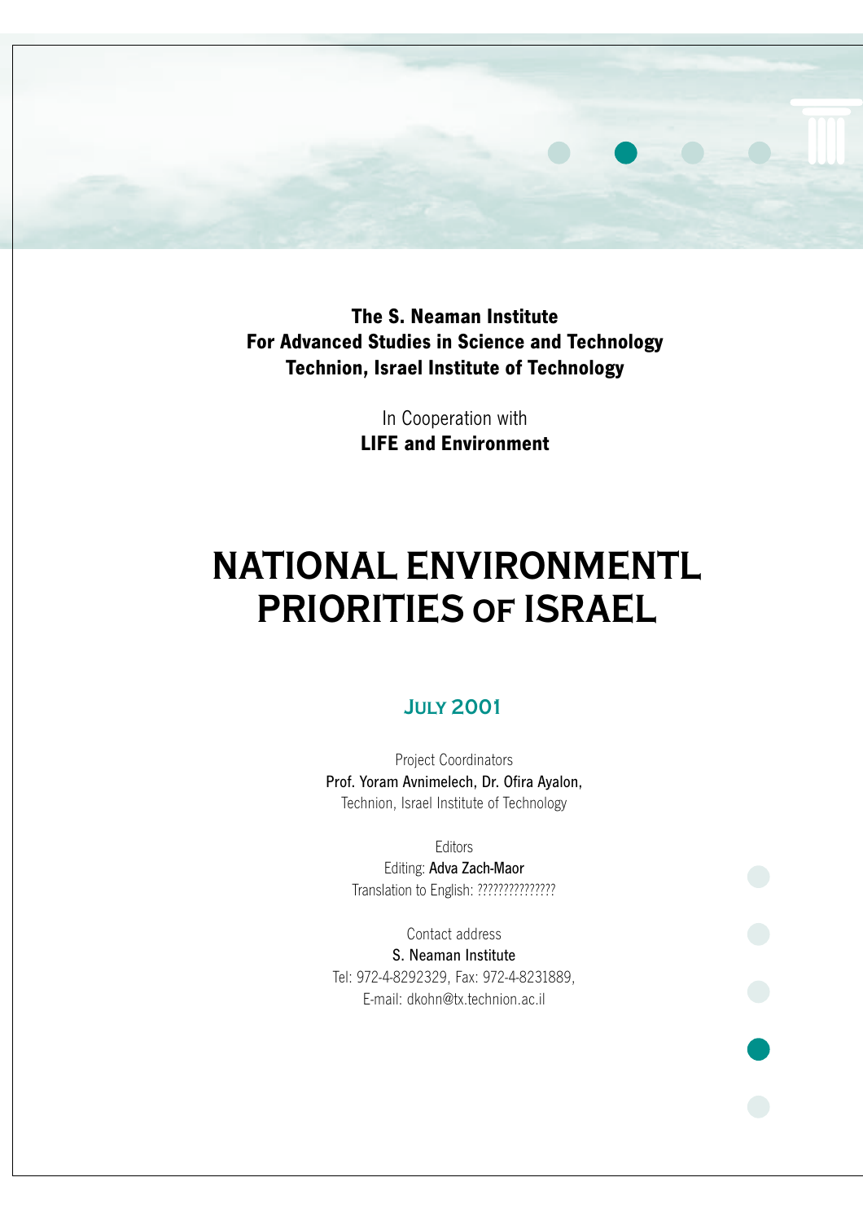**The S. Neaman Institute**
**For Advanced Studies in Science and Technology**
**Technion, Israel Institute of Technology**

In Cooperation with
**LIFE and Environment**

# NATIONAL ENVIRONMENTL PRIORITIES OF ISRAEL

## JULY 2001

Project Coordinators
Prof. Yoram Avnimelech, Dr. Ofira Ayalon,
Technion, Israel Institute of Technology

Editors
Editing: Adva Zach-Maor
Translation to English: ???????????????

Contact address
S. Neaman Institute
Tel: 972-4-8292329, Fax: 972-4-8231889,
E-mail: dkohn@tx.technion.ac.il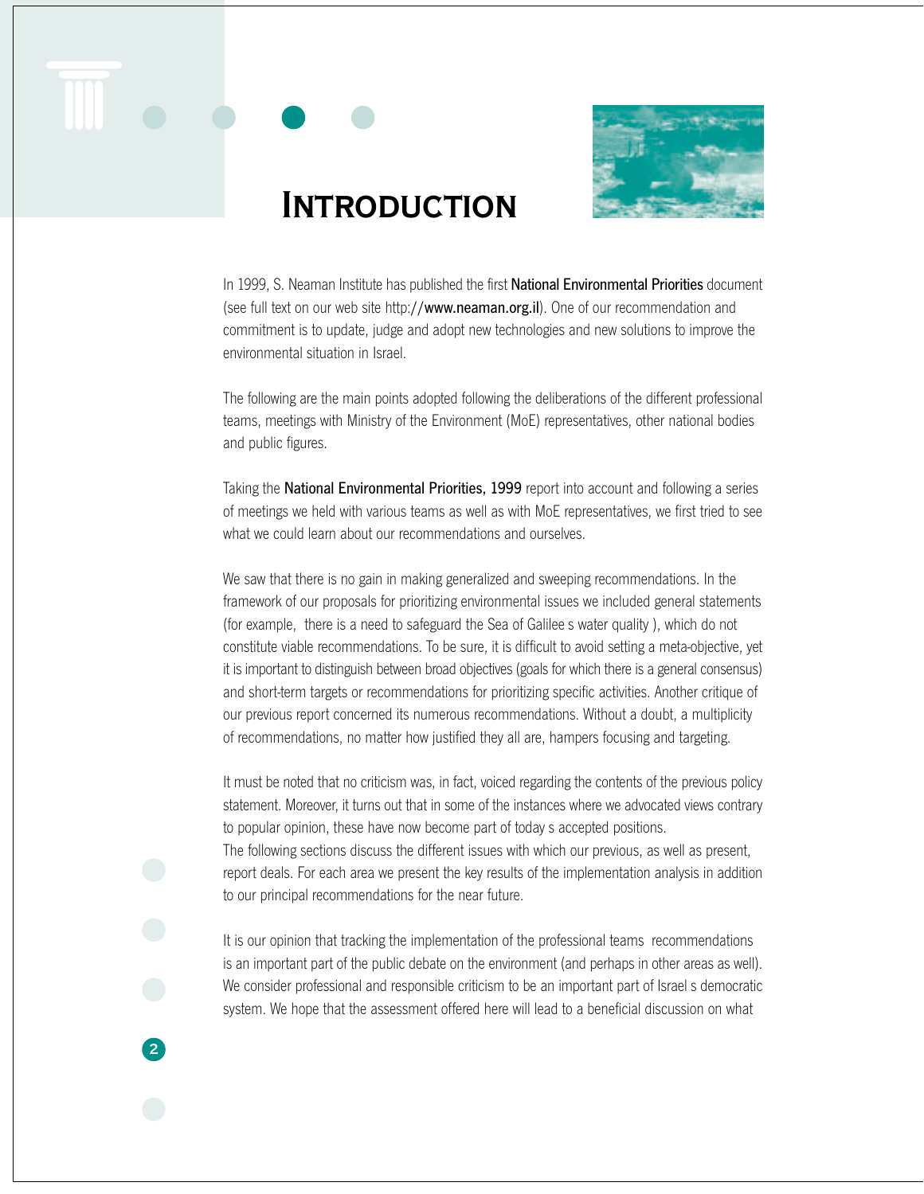# INTRODUCTION

In 1999, S. Neaman Institute has published the first **National Environmental Priorities** document (see full text on our web site http://**www.neaman.org.il**). One of our recommendation and commitment is to update, judge and adopt new technologies and new solutions to improve the environmental situation in Israel.

The following are the main points adopted following the deliberations of the different professional teams, meetings with Ministry of the Environment (MoE) representatives, other national bodies and public figures.

Taking the **National Environmental Priorities, 1999** report into account and following a series of meetings we held with various teams as well as with MoE representatives, we first tried to see what we could learn about our recommendations and ourselves.

We saw that there is no gain in making generalized and sweeping recommendations. In the framework of our proposals for prioritizing environmental issues we included general statements (for example, there is a need to safeguard the Sea of Galilee s water quality ), which do not constitute viable recommendations. To be sure, it is difficult to avoid setting a meta-objective, yet it is important to distinguish between broad objectives (goals for which there is a general consensus) and short-term targets or recommendations for prioritizing specific activities. Another critique of our previous report concerned its numerous recommendations. Without a doubt, a multiplicity of recommendations, no matter how justified they all are, hampers focusing and targeting.

It must be noted that no criticism was, in fact, voiced regarding the contents of the previous policy statement. Moreover, it turns out that in some of the instances where we advocated views contrary to popular opinion, these have now become part of today s accepted positions.
The following sections discuss the different issues with which our previous, as well as present, report deals. For each area we present the key results of the implementation analysis in addition to our principal recommendations for the near future.

It is our opinion that tracking the implementation of the professional teams recommendations is an important part of the public debate on the environment (and perhaps in other areas as well). We consider professional and responsible criticism to be an important part of Israel s democratic system. We hope that the assessment offered here will lead to a beneficial discussion on what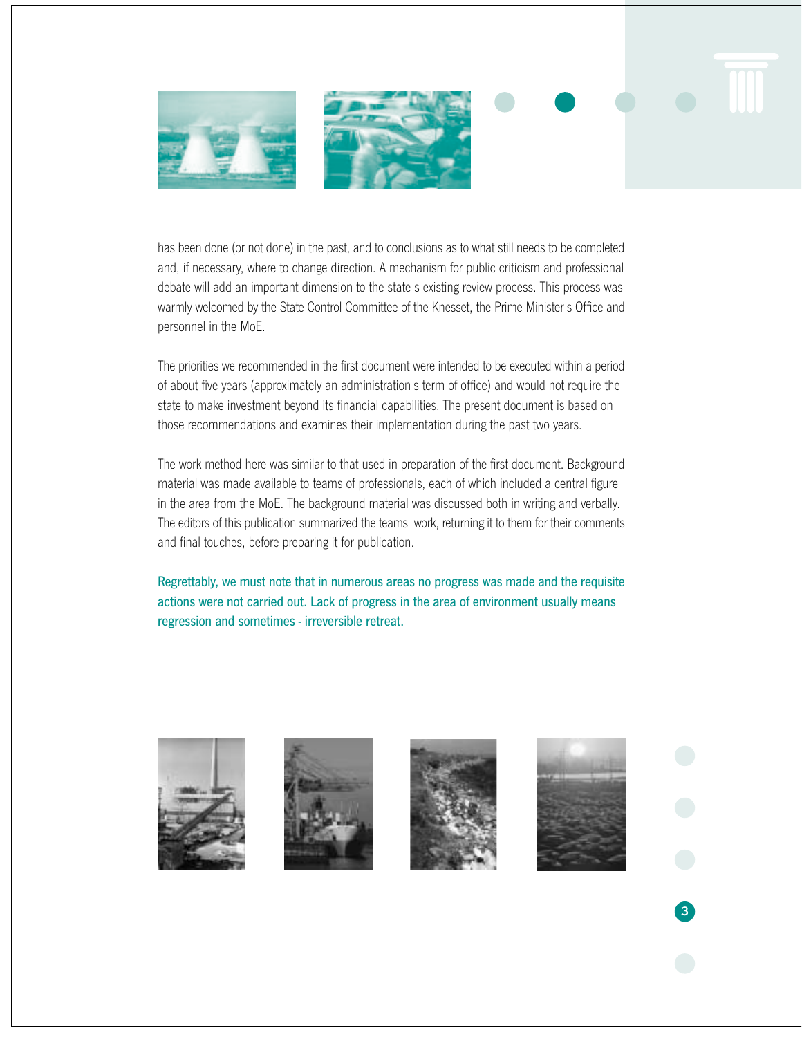has been done (or not done) in the past, and to conclusions as to what still needs to be completed and, if necessary, where to change direction. A mechanism for public criticism and professional debate will add an important dimension to the state s existing review process. This process was warmly welcomed by the State Control Committee of the Knesset, the Prime Minister s Office and personnel in the MoE.

The priorities we recommended in the first document were intended to be executed within a period of about five years (approximately an administration s term of office) and would not require the state to make investment beyond its financial capabilities. The present document is based on those recommendations and examines their implementation during the past two years.

The work method here was similar to that used in preparation of the first document. Background material was made available to teams of professionals, each of which included a central figure in the area from the MoE. The background material was discussed both in writing and verbally. The editors of this publication summarized the teams  work, returning it to them for their comments and final touches, before preparing it for publication.

Regrettably, we must note that in numerous areas no progress was made and the requisite actions were not carried out. Lack of progress in the area of environment usually means regression and sometimes - irreversible retreat.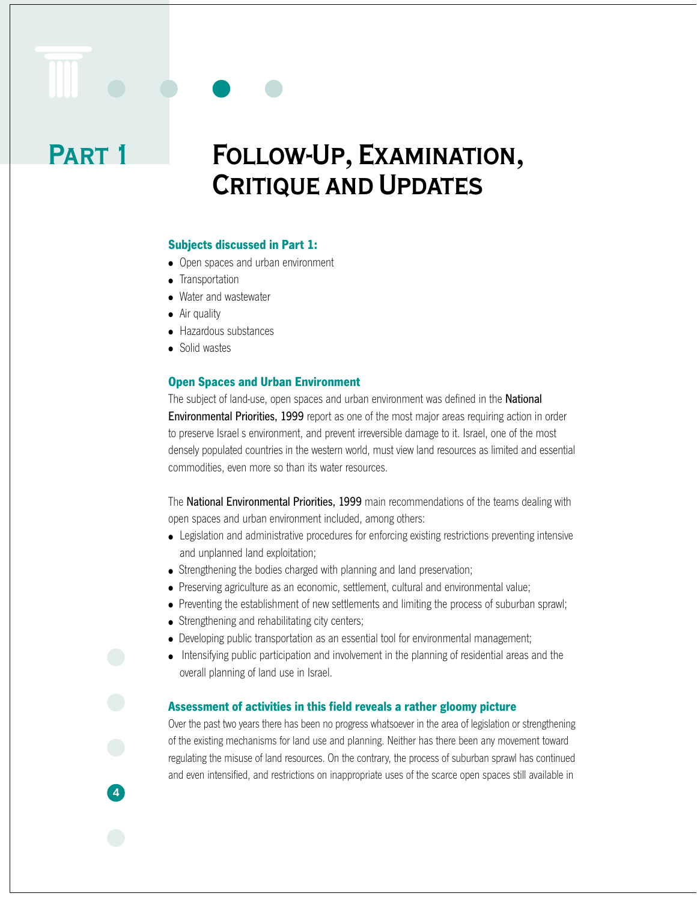# Part 1 Follow-Up, Examination, Critique and Updates

**Subjects discussed in Part 1:**

- Open spaces and urban environment
- Transportation
- Water and wastewater
- Air quality
- Hazardous substances
- Solid wastes

## Open Spaces and Urban Environment

The subject of land-use, open spaces and urban environment was defined in the **National Environmental Priorities, 1999** report as one of the most major areas requiring action in order to preserve Israel s environment, and prevent irreversible damage to it. Israel, one of the most densely populated countries in the western world, must view land resources as limited and essential commodities, even more so than its water resources.

The **National Environmental Priorities, 1999** main recommendations of the teams dealing with open spaces and urban environment included, among others:

- Legislation and administrative procedures for enforcing existing restrictions preventing intensive and unplanned land exploitation;
- Strengthening the bodies charged with planning and land preservation;
- Preserving agriculture as an economic, settlement, cultural and environmental value;
- Preventing the establishment of new settlements and limiting the process of suburban sprawl;
- Strengthening and rehabilitating city centers;
- Developing public transportation as an essential tool for environmental management;
- Intensifying public participation and involvement in the planning of residential areas and the overall planning of land use in Israel.

### Assessment of activities in this field reveals a rather gloomy picture

Over the past two years there has been no progress whatsoever in the area of legislation or strengthening of the existing mechanisms for land use and planning. Neither has there been any movement toward regulating the misuse of land resources. On the contrary, the process of suburban sprawl has continued and even intensified, and restrictions on inappropriate uses of the scarce open spaces still available in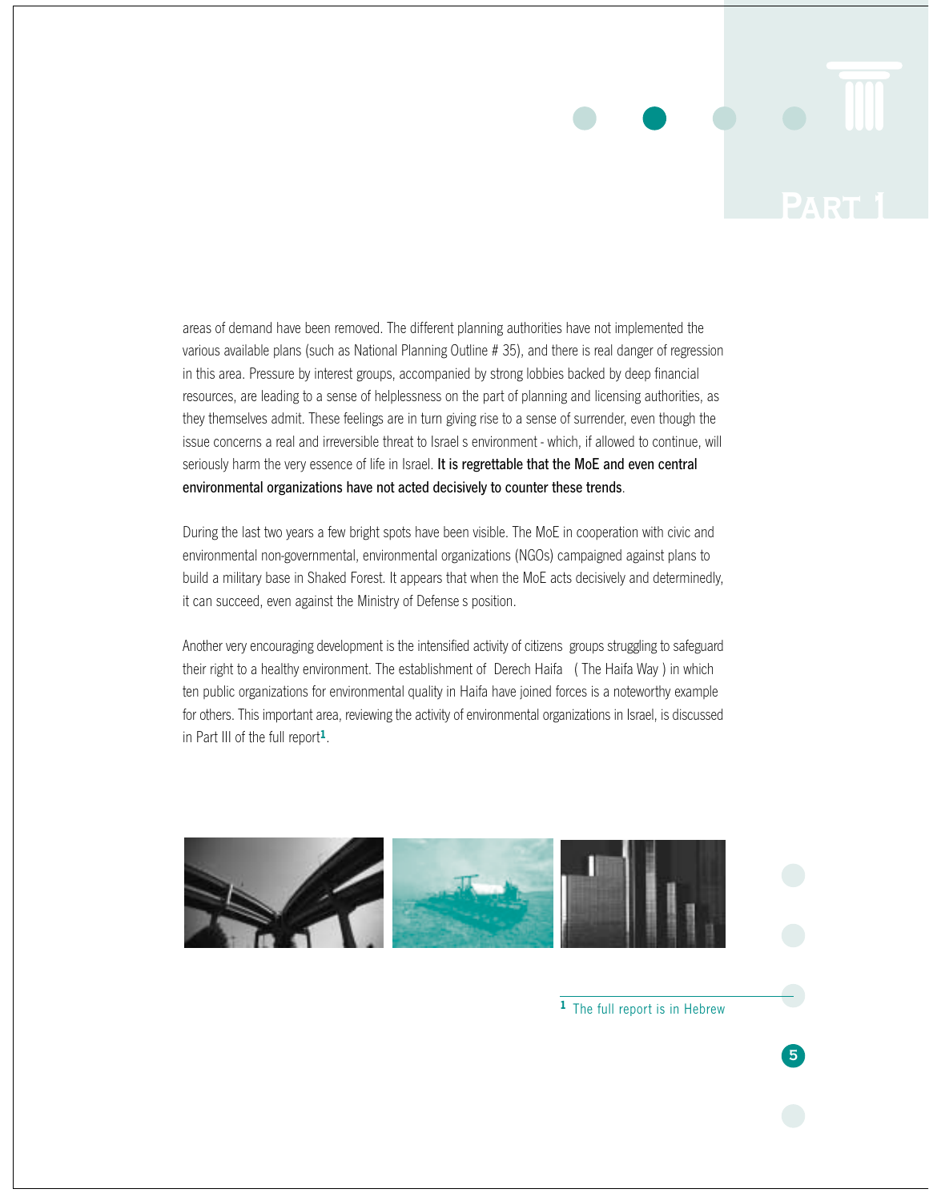areas of demand have been removed. The different planning authorities have not implemented the various available plans (such as National Planning Outline # 35), and there is real danger of regression in this area. Pressure by interest groups, accompanied by strong lobbies backed by deep financial resources, are leading to a sense of helplessness on the part of planning and licensing authorities, as they themselves admit. These feelings are in turn giving rise to a sense of surrender, even though the issue concerns a real and irreversible threat to Israel s environment - which, if allowed to continue, will seriously harm the very essence of life in Israel. **It is regrettable that the MoE and even central environmental organizations have not acted decisively to counter these trends**.

During the last two years a few bright spots have been visible. The MoE in cooperation with civic and environmental non-governmental, environmental organizations (NGOs) campaigned against plans to build a military base in Shaked Forest. It appears that when the MoE acts decisively and determinedly, it can succeed, even against the Ministry of Defense s position.

Another very encouraging development is the intensified activity of citizens groups struggling to safeguard their right to a healthy environment. The establishment of Derech Haifa ( The Haifa Way ) in which ten public organizations for environmental quality in Haifa have joined forces is a noteworthy example for others. This important area, reviewing the activity of environmental organizations in Israel, is discussed in Part III of the full report[1].

[1] The full report is in Hebrew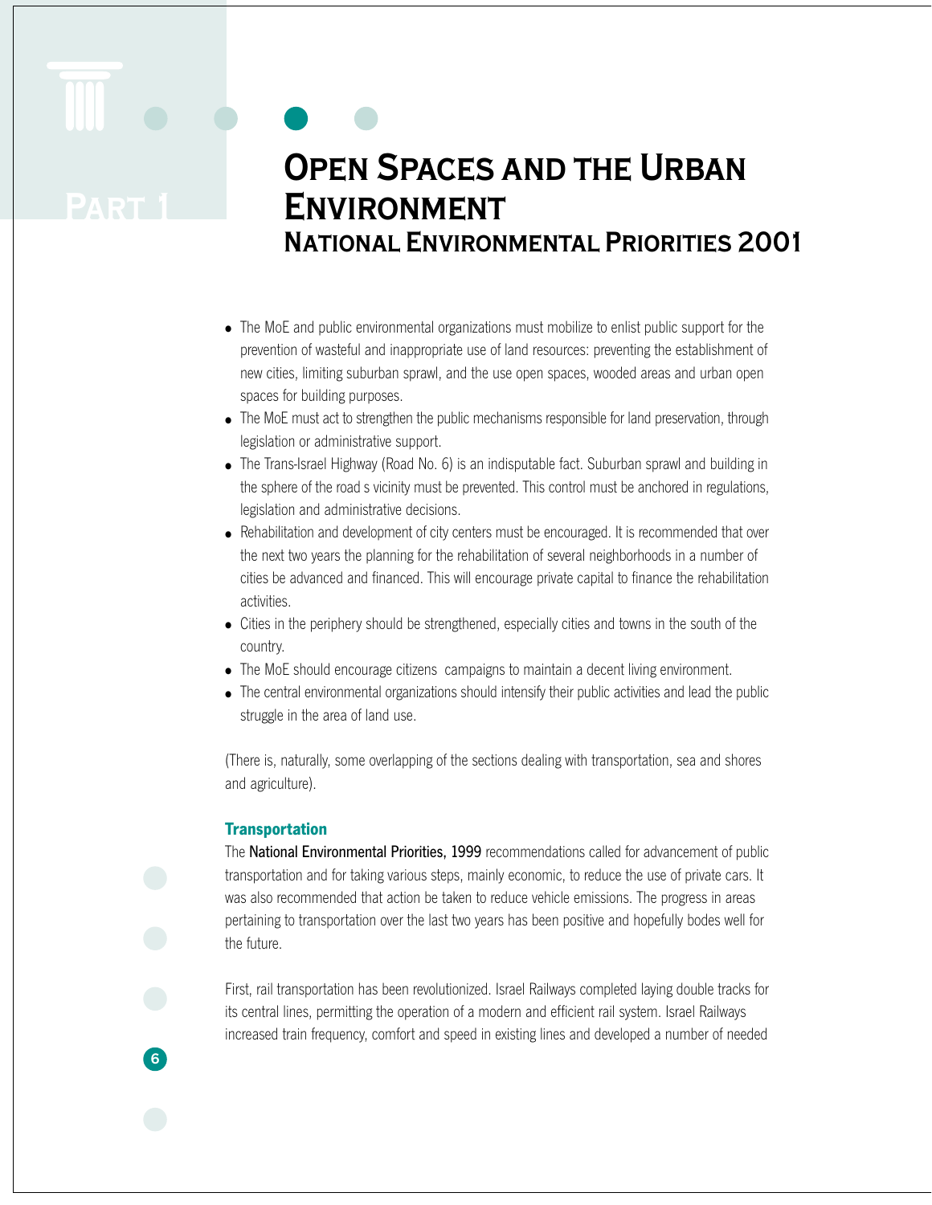# Open Spaces and the Urban Environment
## National Environmental Priorities 2001

- The MoE and public environmental organizations must mobilize to enlist public support for the prevention of wasteful and inappropriate use of land resources: preventing the establishment of new cities, limiting suburban sprawl, and the use open spaces, wooded areas and urban open spaces for building purposes.
- The MoE must act to strengthen the public mechanisms responsible for land preservation, through legislation or administrative support.
- The Trans-Israel Highway (Road No. 6) is an indisputable fact. Suburban sprawl and building in the sphere of the road s vicinity must be prevented. This control must be anchored in regulations, legislation and administrative decisions.
- Rehabilitation and development of city centers must be encouraged. It is recommended that over the next two years the planning for the rehabilitation of several neighborhoods in a number of cities be advanced and financed. This will encourage private capital to finance the rehabilitation activities.
- Cities in the periphery should be strengthened, especially cities and towns in the south of the country.
- The MoE should encourage citizens campaigns to maintain a decent living environment.
- The central environmental organizations should intensify their public activities and lead the public struggle in the area of land use.

(There is, naturally, some overlapping of the sections dealing with transportation, sea and shores and agriculture).

### Transportation

The National Environmental Priorities, 1999 recommendations called for advancement of public transportation and for taking various steps, mainly economic, to reduce the use of private cars. It was also recommended that action be taken to reduce vehicle emissions. The progress in areas pertaining to transportation over the last two years has been positive and hopefully bodes well for the future.

First, rail transportation has been revolutionized. Israel Railways completed laying double tracks for its central lines, permitting the operation of a modern and efficient rail system. Israel Railways increased train frequency, comfort and speed in existing lines and developed a number of needed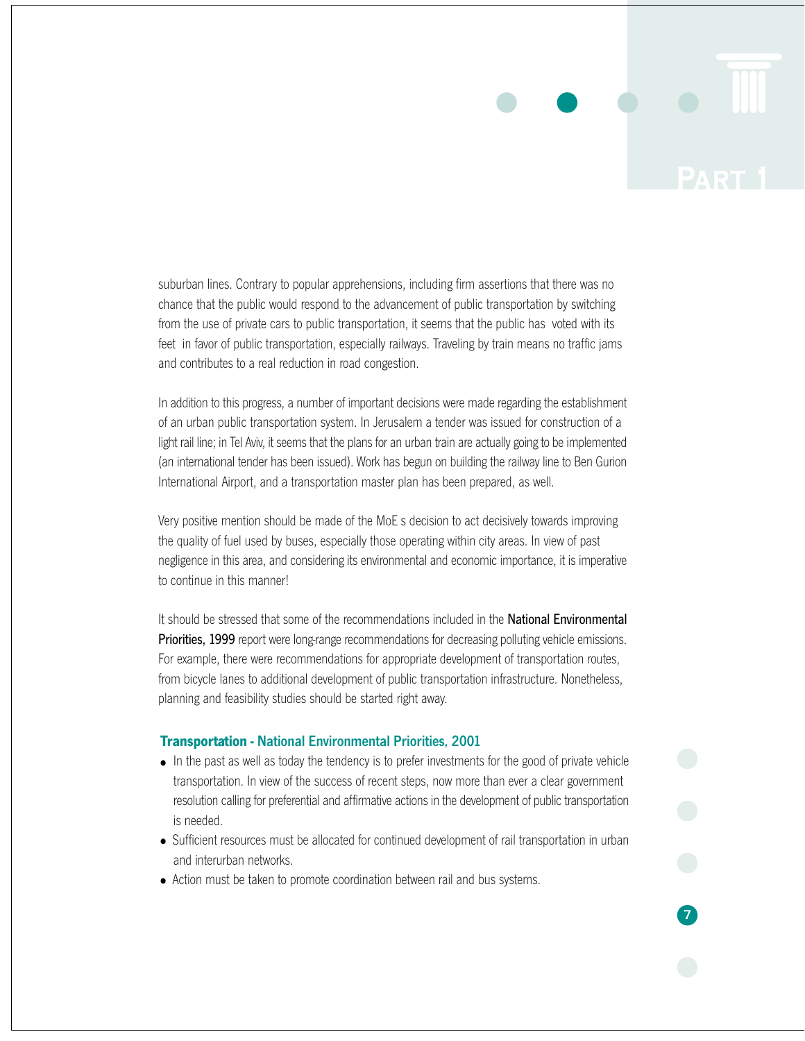suburban lines. Contrary to popular apprehensions, including firm assertions that there was no chance that the public would respond to the advancement of public transportation by switching from the use of private cars to public transportation, it seems that the public has voted with its feet in favor of public transportation, especially railways. Traveling by train means no traffic jams and contributes to a real reduction in road congestion.

In addition to this progress, a number of important decisions were made regarding the establishment of an urban public transportation system. In Jerusalem a tender was issued for construction of a light rail line; in Tel Aviv, it seems that the plans for an urban train are actually going to be implemented (an international tender has been issued). Work has begun on building the railway line to Ben Gurion International Airport, and a transportation master plan has been prepared, as well.

Very positive mention should be made of the MoE s decision to act decisively towards improving the quality of fuel used by buses, especially those operating within city areas. In view of past negligence in this area, and considering its environmental and economic importance, it is imperative to continue in this manner!

It should be stressed that some of the recommendations included in the **National Environmental Priorities, 1999** report were long-range recommendations for decreasing polluting vehicle emissions. For example, there were recommendations for appropriate development of transportation routes, from bicycle lanes to additional development of public transportation infrastructure. Nonetheless, planning and feasibility studies should be started right away.

### Transportation - National Environmental Priorities, 2001

- In the past as well as today the tendency is to prefer investments for the good of private vehicle transportation. In view of the success of recent steps, now more than ever a clear government resolution calling for preferential and affirmative actions in the development of public transportation is needed.
- Sufficient resources must be allocated for continued development of rail transportation in urban and interurban networks.
- Action must be taken to promote coordination between rail and bus systems.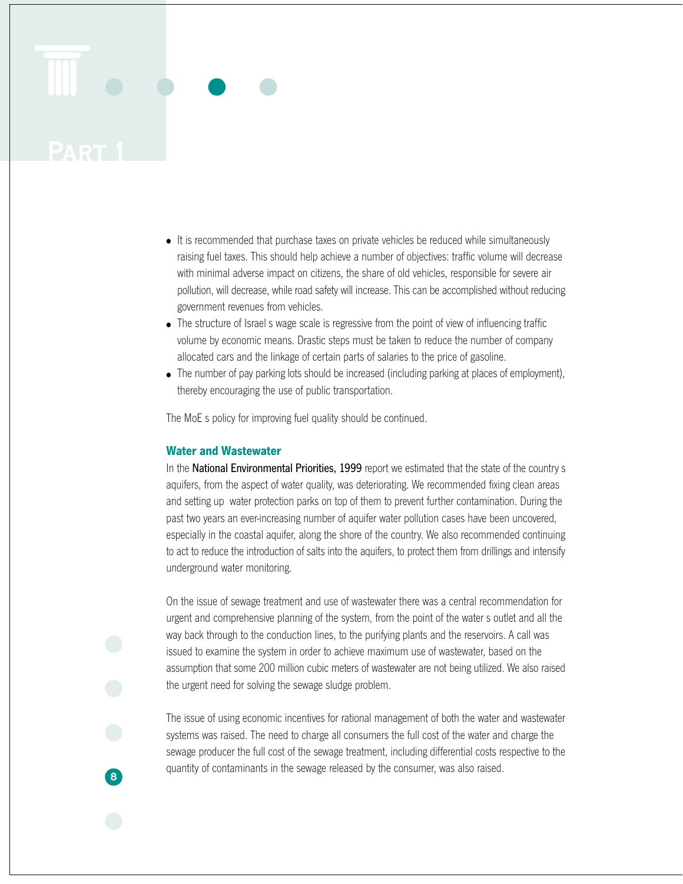- It is recommended that purchase taxes on private vehicles be reduced while simultaneously raising fuel taxes. This should help achieve a number of objectives: traffic volume will decrease with minimal adverse impact on citizens, the share of old vehicles, responsible for severe air pollution, will decrease, while road safety will increase. This can be accomplished without reducing government revenues from vehicles.
- The structure of Israel s wage scale is regressive from the point of view of influencing traffic volume by economic means. Drastic steps must be taken to reduce the number of company allocated cars and the linkage of certain parts of salaries to the price of gasoline.
- The number of pay parking lots should be increased (including parking at places of employment), thereby encouraging the use of public transportation.

The MoE s policy for improving fuel quality should be continued.

### Water and Wastewater

In the **National Environmental Priorities, 1999** report we estimated that the state of the country s aquifers, from the aspect of water quality, was deteriorating. We recommended fixing clean areas and setting up water protection parks on top of them to prevent further contamination. During the past two years an ever-increasing number of aquifer water pollution cases have been uncovered, especially in the coastal aquifer, along the shore of the country. We also recommended continuing to act to reduce the introduction of salts into the aquifers, to protect them from drillings and intensify underground water monitoring.

On the issue of sewage treatment and use of wastewater there was a central recommendation for urgent and comprehensive planning of the system, from the point of the water s outlet and all the way back through to the conduction lines, to the purifying plants and the reservoirs. A call was issued to examine the system in order to achieve maximum use of wastewater, based on the assumption that some 200 million cubic meters of wastewater are not being utilized. We also raised the urgent need for solving the sewage sludge problem.

The issue of using economic incentives for rational management of both the water and wastewater systems was raised. The need to charge all consumers the full cost of the water and charge the sewage producer the full cost of the sewage treatment, including differential costs respective to the quantity of contaminants in the sewage released by the consumer, was also raised.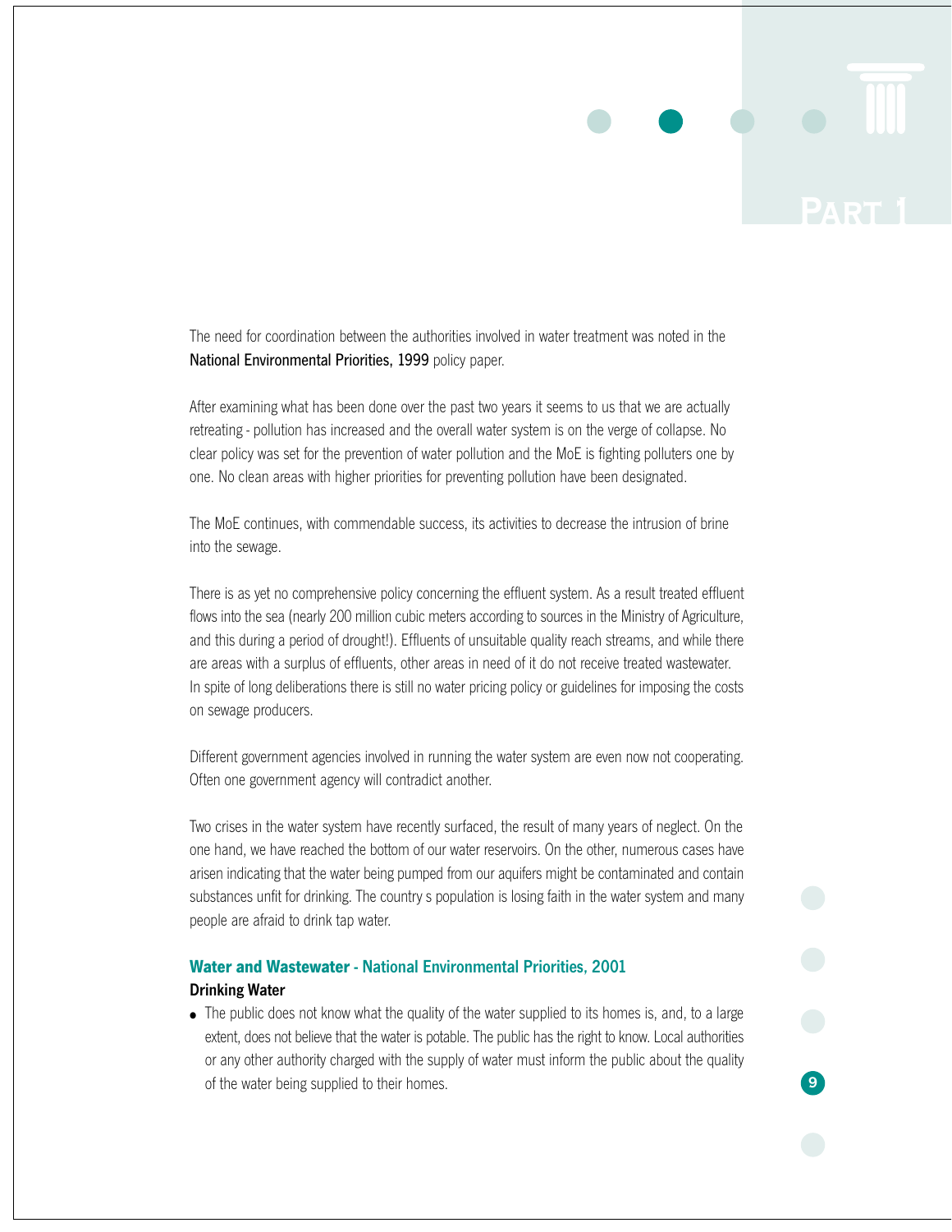The need for coordination between the authorities involved in water treatment was noted in the **National Environmental Priorities, 1999** policy paper.

After examining what has been done over the past two years it seems to us that we are actually retreating - pollution has increased and the overall water system is on the verge of collapse. No clear policy was set for the prevention of water pollution and the MoE is fighting polluters one by one. No clean areas with higher priorities for preventing pollution have been designated.

The MoE continues, with commendable success, its activities to decrease the intrusion of brine into the sewage.

There is as yet no comprehensive policy concerning the effluent system. As a result treated effluent flows into the sea (nearly 200 million cubic meters according to sources in the Ministry of Agriculture, and this during a period of drought!). Effluents of unsuitable quality reach streams, and while there are areas with a surplus of effluents, other areas in need of it do not receive treated wastewater. In spite of long deliberations there is still no water pricing policy or guidelines for imposing the costs on sewage producers.

Different government agencies involved in running the water system are even now not cooperating. Often one government agency will contradict another.

Two crises in the water system have recently surfaced, the result of many years of neglect. On the one hand, we have reached the bottom of our water reservoirs. On the other, numerous cases have arisen indicating that the water being pumped from our aquifers might be contaminated and contain substances unfit for drinking. The country s population is losing faith in the water system and many people are afraid to drink tap water.

## Water and Wastewater - National Environmental Priorities, 2001

### Drinking Water

- The public does not know what the quality of the water supplied to its homes is, and, to a large extent, does not believe that the water is potable. The public has the right to know. Local authorities or any other authority charged with the supply of water must inform the public about the quality of the water being supplied to their homes.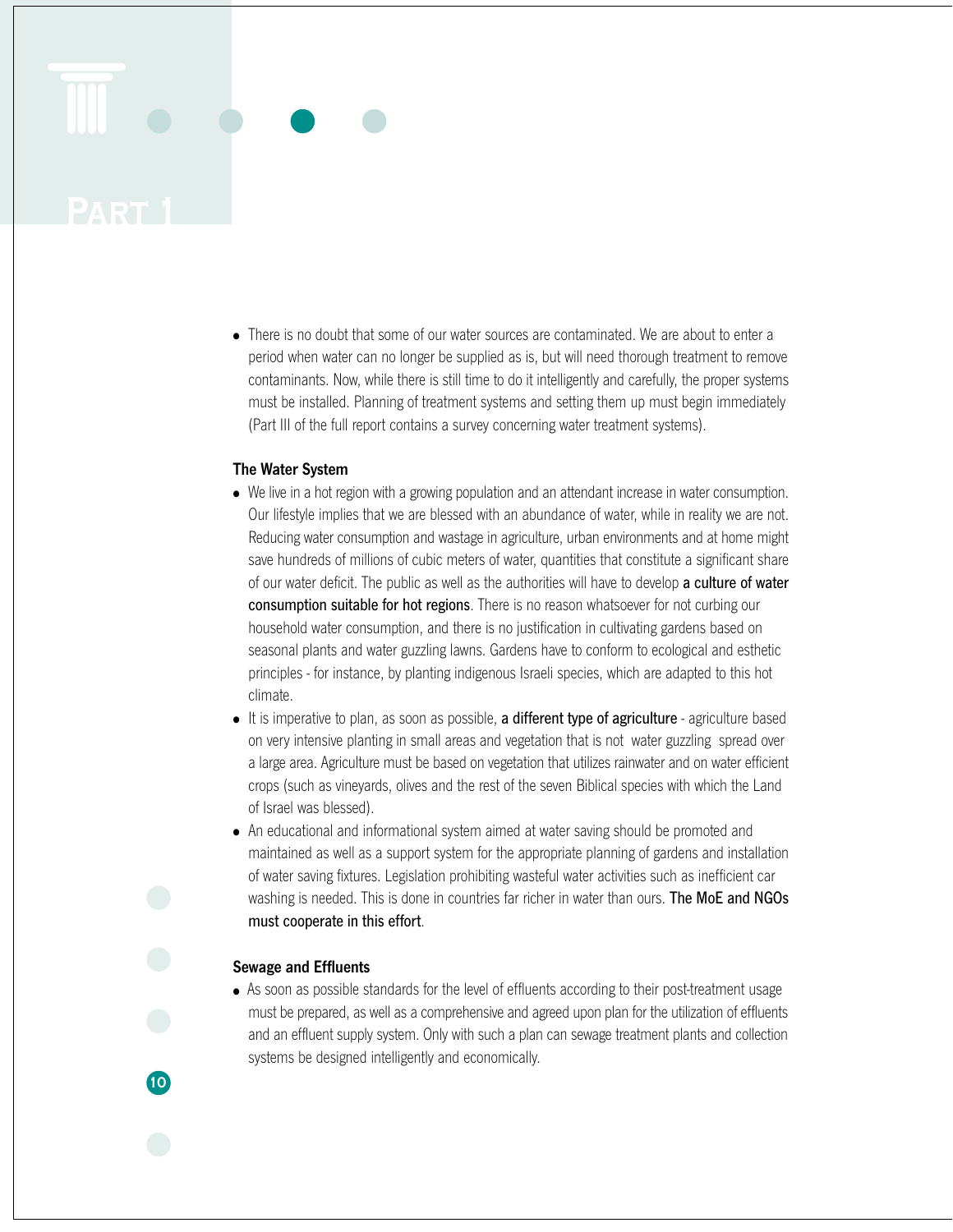- There is no doubt that some of our water sources are contaminated. We are about to enter a period when water can no longer be supplied as is, but will need thorough treatment to remove contaminants. Now, while there is still time to do it intelligently and carefully, the proper systems must be installed. Planning of treatment systems and setting them up must begin immediately (Part III of the full report contains a survey concerning water treatment systems).

**The Water System**

- We live in a hot region with a growing population and an attendant increase in water consumption. Our lifestyle implies that we are blessed with an abundance of water, while in reality we are not. Reducing water consumption and wastage in agriculture, urban environments and at home might save hundreds of millions of cubic meters of water, quantities that constitute a significant share of our water deficit. The public as well as the authorities will have to develop **a culture of water consumption suitable for hot regions**. There is no reason whatsoever for not curbing our household water consumption, and there is no justification in cultivating gardens based on seasonal plants and water guzzling lawns. Gardens have to conform to ecological and esthetic principles - for instance, by planting indigenous Israeli species, which are adapted to this hot climate.
- It is imperative to plan, as soon as possible, **a different type of agriculture** - agriculture based on very intensive planting in small areas and vegetation that is not water guzzling spread over a large area. Agriculture must be based on vegetation that utilizes rainwater and on water efficient crops (such as vineyards, olives and the rest of the seven Biblical species with which the Land of Israel was blessed).
- An educational and informational system aimed at water saving should be promoted and maintained as well as a support system for the appropriate planning of gardens and installation of water saving fixtures. Legislation prohibiting wasteful water activities such as inefficient car washing is needed. This is done in countries far richer in water than ours. **The MoE and NGOs must cooperate in this effort**.

**Sewage and Effluents**

- As soon as possible standards for the level of effluents according to their post-treatment usage must be prepared, as well as a comprehensive and agreed upon plan for the utilization of effluents and an effluent supply system. Only with such a plan can sewage treatment plants and collection systems be designed intelligently and economically.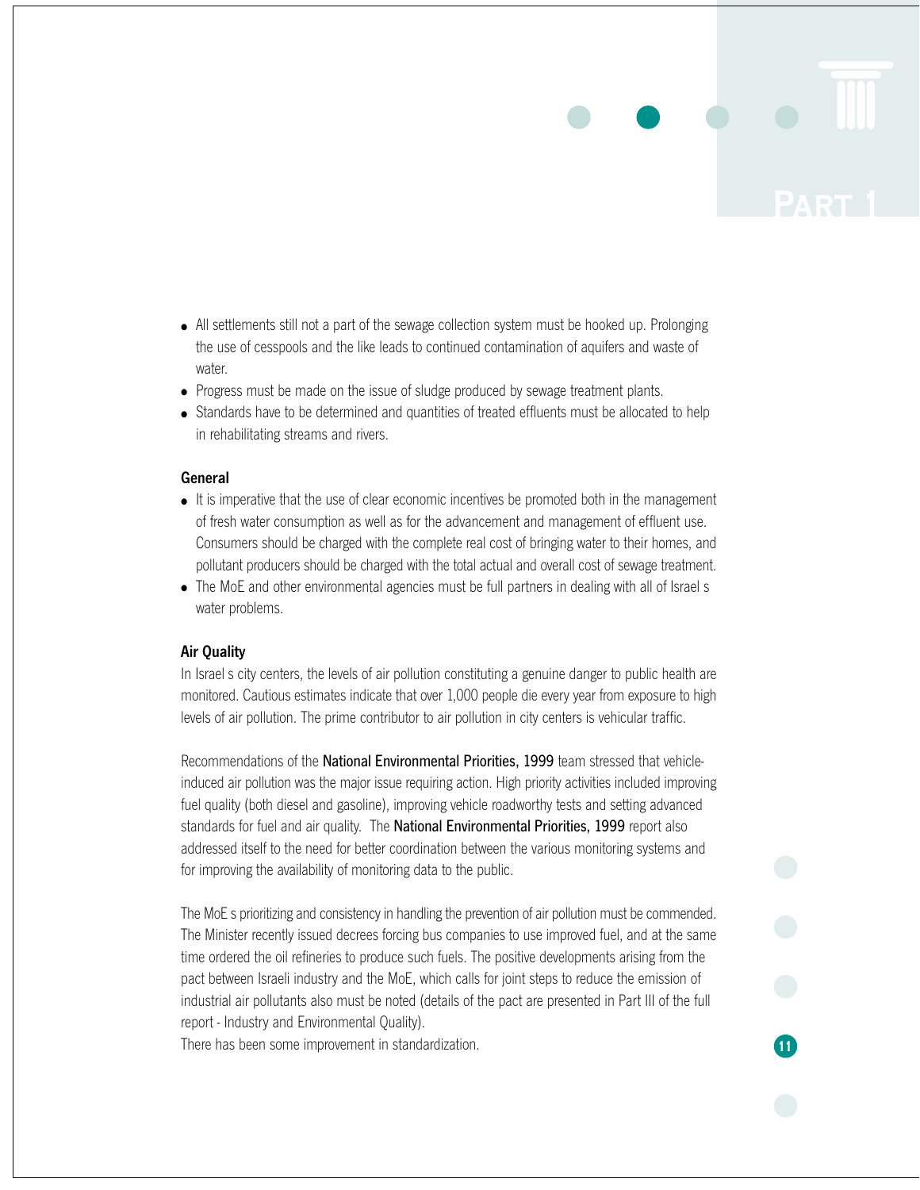- All settlements still not a part of the sewage collection system must be hooked up. Prolonging the use of cesspools and the like leads to continued contamination of aquifers and waste of water.
- Progress must be made on the issue of sludge produced by sewage treatment plants.
- Standards have to be determined and quantities of treated effluents must be allocated to help in rehabilitating streams and rivers.

**General**

- It is imperative that the use of clear economic incentives be promoted both in the management of fresh water consumption as well as for the advancement and management of effluent use. Consumers should be charged with the complete real cost of bringing water to their homes, and pollutant producers should be charged with the total actual and overall cost of sewage treatment.
- The MoE and other environmental agencies must be full partners in dealing with all of Israel s water problems.

**Air Quality**

In Israel s city centers, the levels of air pollution constituting a genuine danger to public health are monitored. Cautious estimates indicate that over 1,000 people die every year from exposure to high levels of air pollution. The prime contributor to air pollution in city centers is vehicular traffic.

Recommendations of the **National Environmental Priorities, 1999** team stressed that vehicle-induced air pollution was the major issue requiring action. High priority activities included improving fuel quality (both diesel and gasoline), improving vehicle roadworthy tests and setting advanced standards for fuel and air quality. The **National Environmental Priorities, 1999** report also addressed itself to the need for better coordination between the various monitoring systems and for improving the availability of monitoring data to the public.

The MoE s prioritizing and consistency in handling the prevention of air pollution must be commended. The Minister recently issued decrees forcing bus companies to use improved fuel, and at the same time ordered the oil refineries to produce such fuels. The positive developments arising from the pact between Israeli industry and the MoE, which calls for joint steps to reduce the emission of industrial air pollutants also must be noted (details of the pact are presented in Part III of the full report - Industry and Environmental Quality).

There has been some improvement in standardization.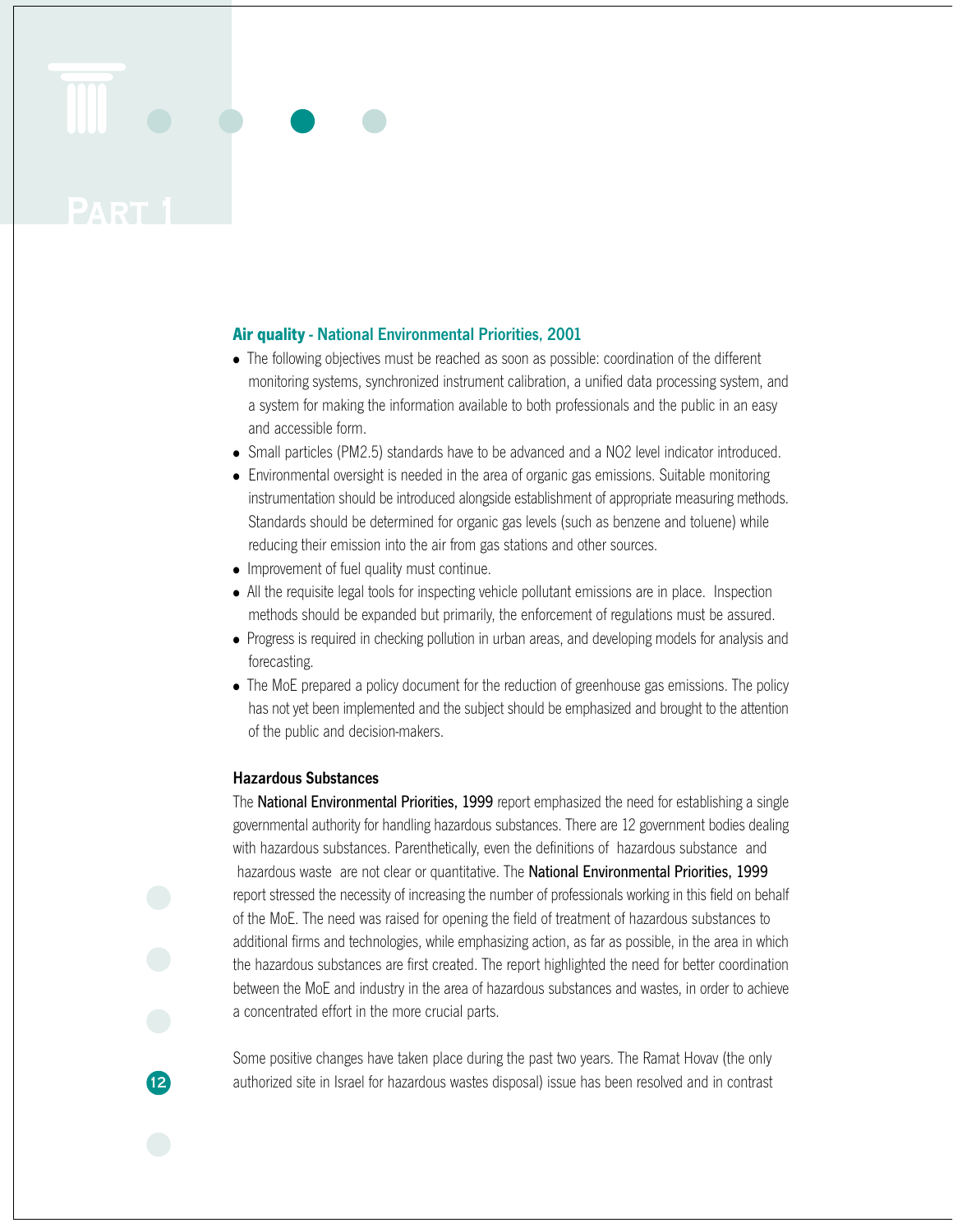## Air quality - National Environmental Priorities, 2001

- The following objectives must be reached as soon as possible: coordination of the different monitoring systems, synchronized instrument calibration, a unified data processing system, and a system for making the information available to both professionals and the public in an easy and accessible form.
- Small particles (PM2.5) standards have to be advanced and a NO2 level indicator introduced.
- Environmental oversight is needed in the area of organic gas emissions. Suitable monitoring instrumentation should be introduced alongside establishment of appropriate measuring methods. Standards should be determined for organic gas levels (such as benzene and toluene) while reducing their emission into the air from gas stations and other sources.
- Improvement of fuel quality must continue.
- All the requisite legal tools for inspecting vehicle pollutant emissions are in place. Inspection methods should be expanded but primarily, the enforcement of regulations must be assured.
- Progress is required in checking pollution in urban areas, and developing models for analysis and forecasting.
- The MoE prepared a policy document for the reduction of greenhouse gas emissions. The policy has not yet been implemented and the subject should be emphasized and brought to the attention of the public and decision-makers.

### Hazardous Substances

The **National Environmental Priorities, 1999** report emphasized the need for establishing a single governmental authority for handling hazardous substances. There are 12 government bodies dealing with hazardous substances. Parenthetically, even the definitions of hazardous substance and hazardous waste are not clear or quantitative. The **National Environmental Priorities, 1999** report stressed the necessity of increasing the number of professionals working in this field on behalf of the MoE. The need was raised for opening the field of treatment of hazardous substances to additional firms and technologies, while emphasizing action, as far as possible, in the area in which the hazardous substances are first created. The report highlighted the need for better coordination between the MoE and industry in the area of hazardous substances and wastes, in order to achieve a concentrated effort in the more crucial parts.

Some positive changes have taken place during the past two years. The Ramat Hovav (the only authorized site in Israel for hazardous wastes disposal) issue has been resolved and in contrast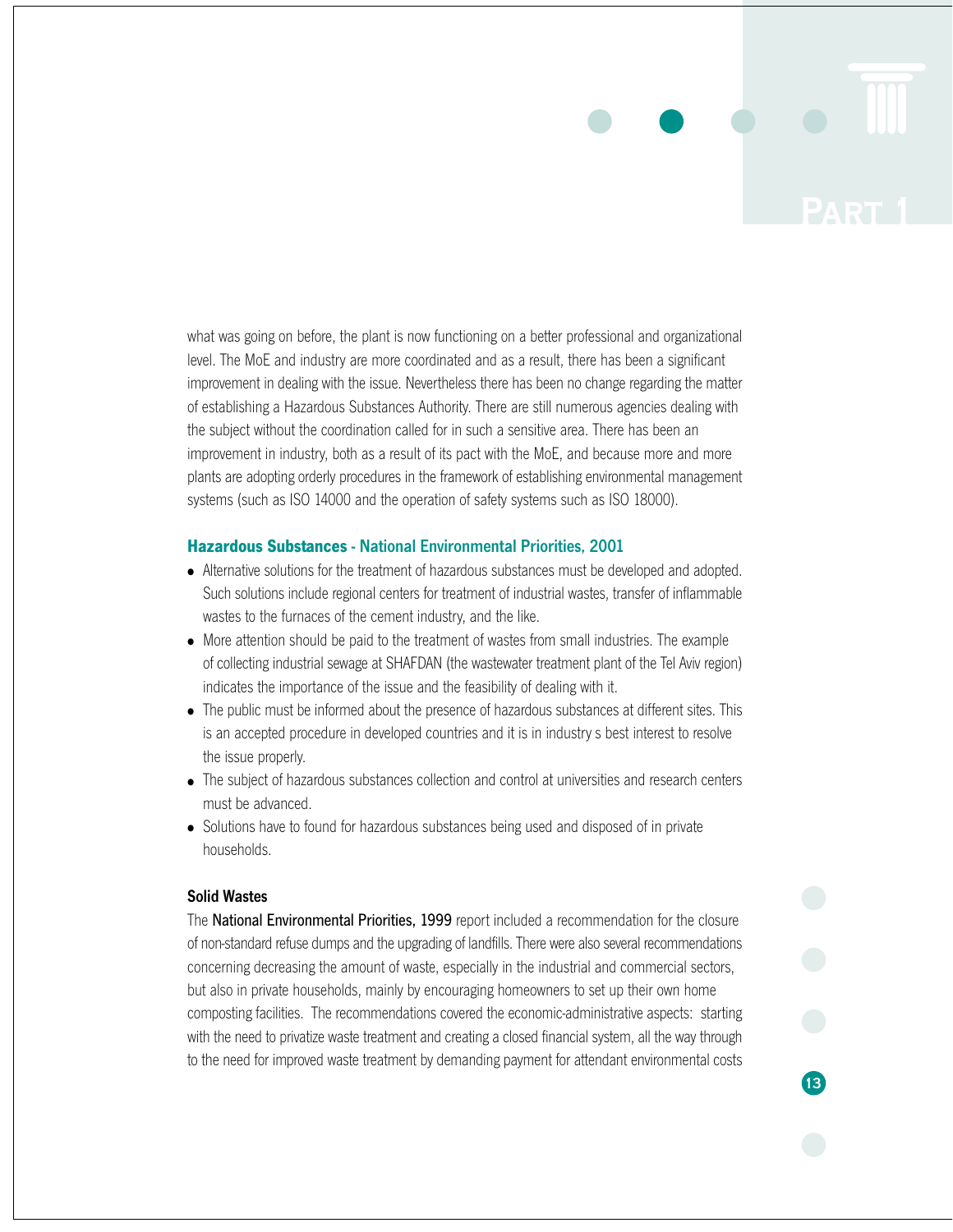what was going on before, the plant is now functioning on a better professional and organizational level. The MoE and industry are more coordinated and as a result, there has been a significant improvement in dealing with the issue. Nevertheless there has been no change regarding the matter of establishing a Hazardous Substances Authority. There are still numerous agencies dealing with the subject without the coordination called for in such a sensitive area. There has been an improvement in industry, both as a result of its pact with the MoE, and because more and more plants are adopting orderly procedures in the framework of establishing environmental management systems (such as ISO 14000 and the operation of safety systems such as ISO 18000).

### Hazardous Substances - National Environmental Priorities, 2001

- Alternative solutions for the treatment of hazardous substances must be developed and adopted. Such solutions include regional centers for treatment of industrial wastes, transfer of inflammable wastes to the furnaces of the cement industry, and the like.
- More attention should be paid to the treatment of wastes from small industries. The example of collecting industrial sewage at SHAFDAN (the wastewater treatment plant of the Tel Aviv region) indicates the importance of the issue and the feasibility of dealing with it.
- The public must be informed about the presence of hazardous substances at different sites. This is an accepted procedure in developed countries and it is in industry s best interest to resolve the issue properly.
- The subject of hazardous substances collection and control at universities and research centers must be advanced.
- Solutions have to found for hazardous substances being used and disposed of in private households.

### Solid Wastes

The **National Environmental Priorities, 1999** report included a recommendation for the closure of non-standard refuse dumps and the upgrading of landfills. There were also several recommendations concerning decreasing the amount of waste, especially in the industrial and commercial sectors, but also in private households, mainly by encouraging homeowners to set up their own home composting facilities. The recommendations covered the economic-administrative aspects: starting with the need to privatize waste treatment and creating a closed financial system, all the way through to the need for improved waste treatment by demanding payment for attendant environmental costs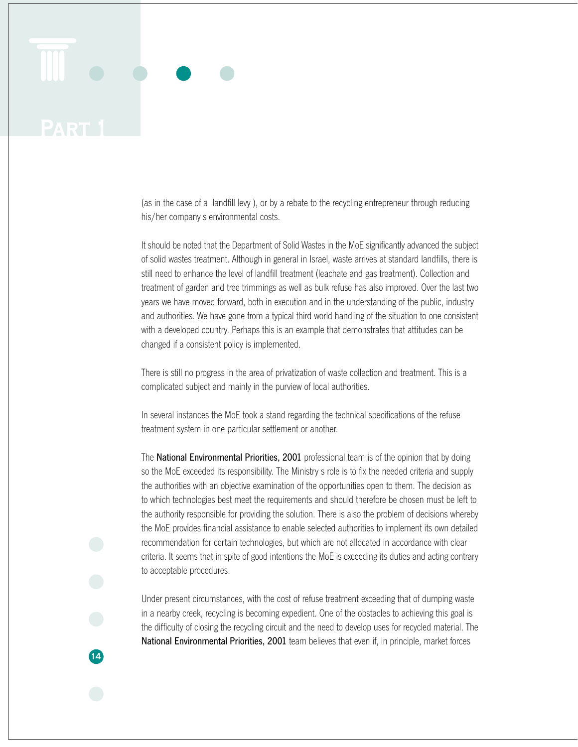(as in the case of a landfill levy ), or by a rebate to the recycling entrepreneur through reducing his/her company s environmental costs.

It should be noted that the Department of Solid Wastes in the MoE significantly advanced the subject of solid wastes treatment. Although in general in Israel, waste arrives at standard landfills, there is still need to enhance the level of landfill treatment (leachate and gas treatment). Collection and treatment of garden and tree trimmings as well as bulk refuse has also improved. Over the last two years we have moved forward, both in execution and in the understanding of the public, industry and authorities. We have gone from a typical third world handling of the situation to one consistent with a developed country. Perhaps this is an example that demonstrates that attitudes can be changed if a consistent policy is implemented.

There is still no progress in the area of privatization of waste collection and treatment. This is a complicated subject and mainly in the purview of local authorities.

In several instances the MoE took a stand regarding the technical specifications of the refuse treatment system in one particular settlement or another.

The **National Environmental Priorities, 2001** professional team is of the opinion that by doing so the MoE exceeded its responsibility. The Ministry s role is to fix the needed criteria and supply the authorities with an objective examination of the opportunities open to them. The decision as to which technologies best meet the requirements and should therefore be chosen must be left to the authority responsible for providing the solution. There is also the problem of decisions whereby the MoE provides financial assistance to enable selected authorities to implement its own detailed recommendation for certain technologies, but which are not allocated in accordance with clear criteria. It seems that in spite of good intentions the MoE is exceeding its duties and acting contrary to acceptable procedures.

Under present circumstances, with the cost of refuse treatment exceeding that of dumping waste in a nearby creek, recycling is becoming expedient. One of the obstacles to achieving this goal is the difficulty of closing the recycling circuit and the need to develop uses for recycled material. The **National Environmental Priorities, 2001** team believes that even if, in principle, market forces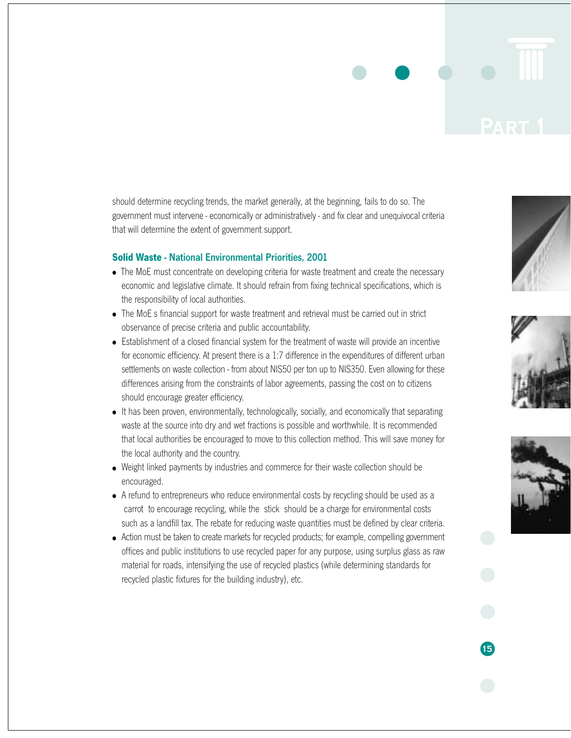should determine recycling trends, the market generally, at the beginning, fails to do so. The government must intervene - economically or administratively - and fix clear and unequivocal criteria that will determine the extent of government support.

### Solid Waste - National Environmental Priorities, 2001

- The MoE must concentrate on developing criteria for waste treatment and create the necessary economic and legislative climate. It should refrain from fixing technical specifications, which is the responsibility of local authorities.
- The MoE s financial support for waste treatment and retrieval must be carried out in strict observance of precise criteria and public accountability.
- Establishment of a closed financial system for the treatment of waste will provide an incentive for economic efficiency. At present there is a 1:7 difference in the expenditures of different urban settlements on waste collection - from about NIS50 per ton up to NIS350. Even allowing for these differences arising from the constraints of labor agreements, passing the cost on to citizens should encourage greater efficiency.
- It has been proven, environmentally, technologically, socially, and economically that separating waste at the source into dry and wet fractions is possible and worthwhile. It is recommended that local authorities be encouraged to move to this collection method. This will save money for the local authority and the country.
- Weight linked payments by industries and commerce for their waste collection should be encouraged.
- A refund to entrepreneurs who reduce environmental costs by recycling should be used as a carrot to encourage recycling, while the stick should be a charge for environmental costs such as a landfill tax. The rebate for reducing waste quantities must be defined by clear criteria.
- Action must be taken to create markets for recycled products; for example, compelling government offices and public institutions to use recycled paper for any purpose, using surplus glass as raw material for roads, intensifying the use of recycled plastics (while determining standards for recycled plastic fixtures for the building industry), etc.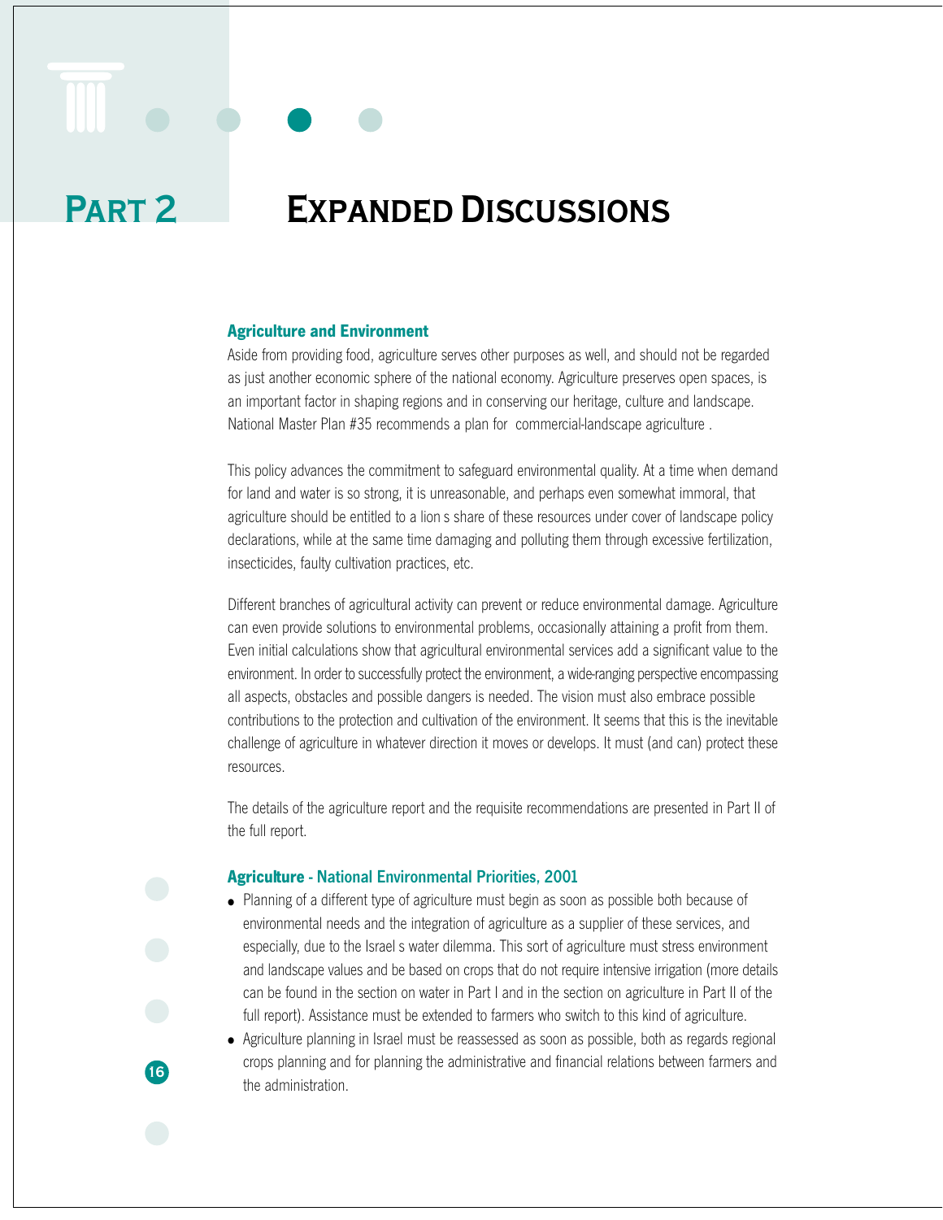# Part 2 Expanded Discussions

### Agriculture and Environment

Aside from providing food, agriculture serves other purposes as well, and should not be regarded as just another economic sphere of the national economy. Agriculture preserves open spaces, is an important factor in shaping regions and in conserving our heritage, culture and landscape. National Master Plan #35 recommends a plan for commercial-landscape agriculture .

This policy advances the commitment to safeguard environmental quality. At a time when demand for land and water is so strong, it is unreasonable, and perhaps even somewhat immoral, that agriculture should be entitled to a lion s share of these resources under cover of landscape policy declarations, while at the same time damaging and polluting them through excessive fertilization, insecticides, faulty cultivation practices, etc.

Different branches of agricultural activity can prevent or reduce environmental damage. Agriculture can even provide solutions to environmental problems, occasionally attaining a profit from them. Even initial calculations show that agricultural environmental services add a significant value to the environment. In order to successfully protect the environment, a wide-ranging perspective encompassing all aspects, obstacles and possible dangers is needed. The vision must also embrace possible contributions to the protection and cultivation of the environment. It seems that this is the inevitable challenge of agriculture in whatever direction it moves or develops. It must (and can) protect these resources.

The details of the agriculture report and the requisite recommendations are presented in Part II of the full report.

### Agriculture - National Environmental Priorities, 2001

- Planning of a different type of agriculture must begin as soon as possible both because of environmental needs and the integration of agriculture as a supplier of these services, and especially, due to the Israel s water dilemma. This sort of agriculture must stress environment and landscape values and be based on crops that do not require intensive irrigation (more details can be found in the section on water in Part I and in the section on agriculture in Part II of the full report). Assistance must be extended to farmers who switch to this kind of agriculture.
- Agriculture planning in Israel must be reassessed as soon as possible, both as regards regional crops planning and for planning the administrative and financial relations between farmers and the administration.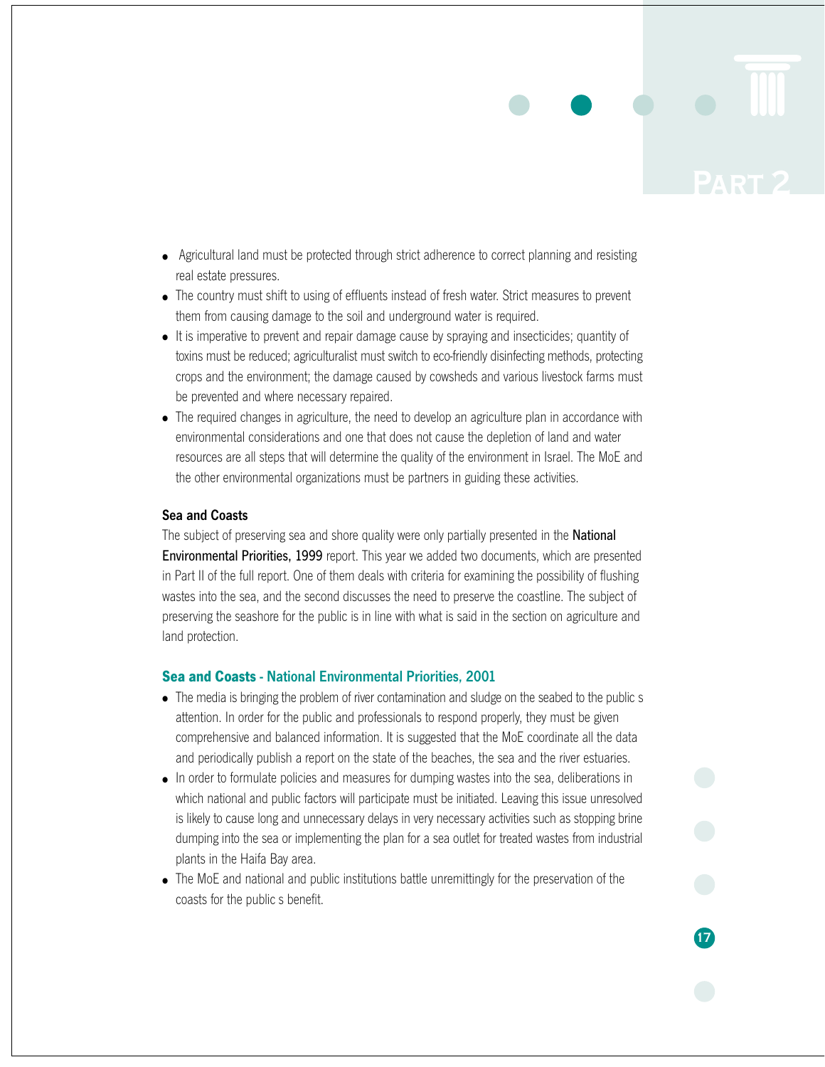- Agricultural land must be protected through strict adherence to correct planning and resisting real estate pressures.
- The country must shift to using of effluents instead of fresh water. Strict measures to prevent them from causing damage to the soil and underground water is required.
- It is imperative to prevent and repair damage cause by spraying and insecticides; quantity of toxins must be reduced; agriculturalist must switch to eco-friendly disinfecting methods, protecting crops and the environment; the damage caused by cowsheds and various livestock farms must be prevented and where necessary repaired.
- The required changes in agriculture, the need to develop an agriculture plan in accordance with environmental considerations and one that does not cause the depletion of land and water resources are all steps that will determine the quality of the environment in Israel. The MoE and the other environmental organizations must be partners in guiding these activities.

**Sea and Coasts**

The subject of preserving sea and shore quality were only partially presented in the **National Environmental Priorities, 1999** report. This year we added two documents, which are presented in Part II of the full report. One of them deals with criteria for examining the possibility of flushing wastes into the sea, and the second discusses the need to preserve the coastline. The subject of preserving the seashore for the public is in line with what is said in the section on agriculture and land protection.

### Sea and Coasts - National Environmental Priorities, 2001

- The media is bringing the problem of river contamination and sludge on the seabed to the public s attention. In order for the public and professionals to respond properly, they must be given comprehensive and balanced information. It is suggested that the MoE coordinate all the data and periodically publish a report on the state of the beaches, the sea and the river estuaries.
- In order to formulate policies and measures for dumping wastes into the sea, deliberations in which national and public factors will participate must be initiated. Leaving this issue unresolved is likely to cause long and unnecessary delays in very necessary activities such as stopping brine dumping into the sea or implementing the plan for a sea outlet for treated wastes from industrial plants in the Haifa Bay area.
- The MoE and national and public institutions battle unremittingly for the preservation of the coasts for the public s benefit.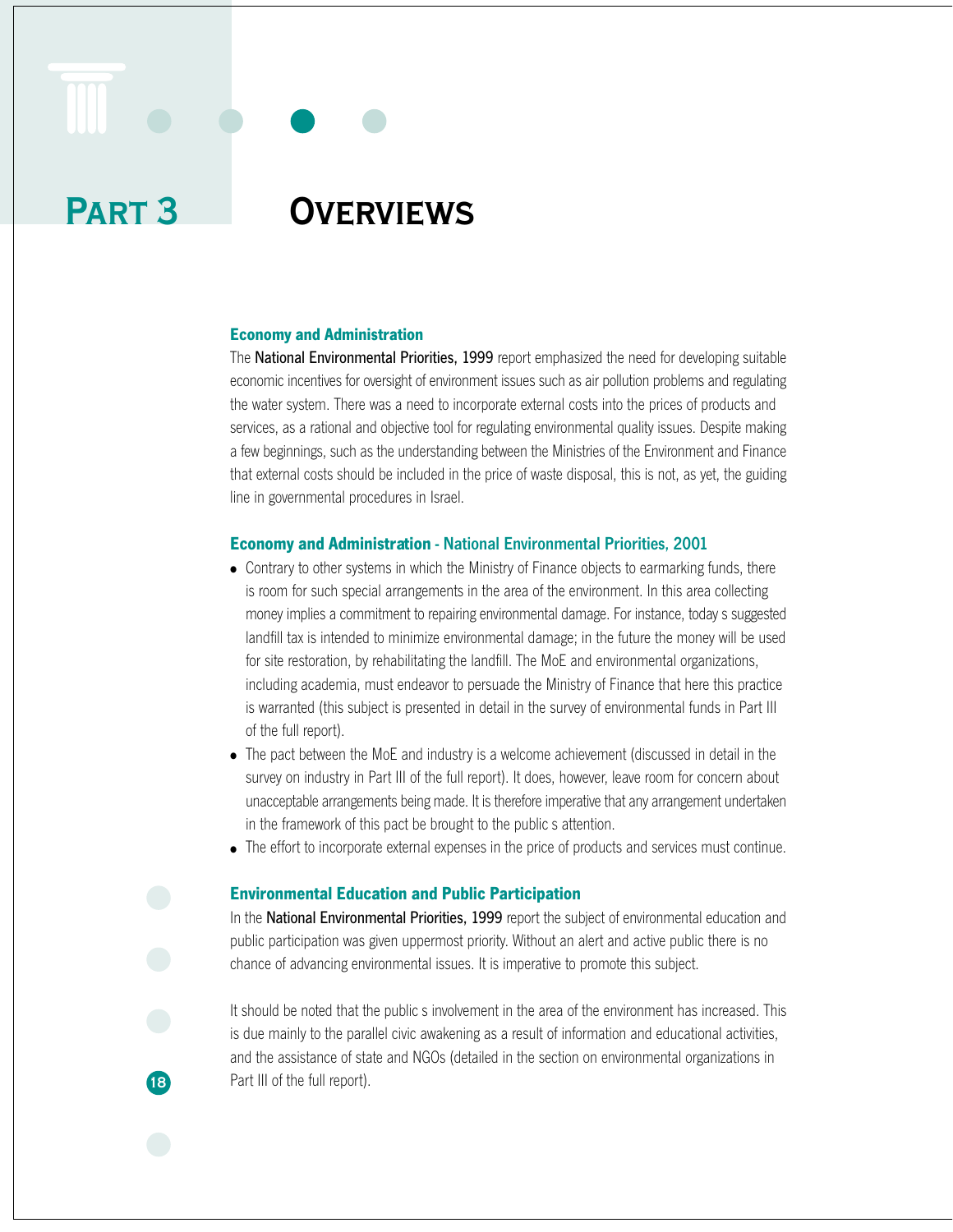# PART 3 OVERVIEWS

### Economy and Administration

The **National Environmental Priorities, 1999** report emphasized the need for developing suitable economic incentives for oversight of environment issues such as air pollution problems and regulating the water system. There was a need to incorporate external costs into the prices of products and services, as a rational and objective tool for regulating environmental quality issues. Despite making a few beginnings, such as the understanding between the Ministries of the Environment and Finance that external costs should be included in the price of waste disposal, this is not, as yet, the guiding line in governmental procedures in Israel.

### Economy and Administration - National Environmental Priorities, 2001

- Contrary to other systems in which the Ministry of Finance objects to earmarking funds, there is room for such special arrangements in the area of the environment. In this area collecting money implies a commitment to repairing environmental damage. For instance, today s suggested landfill tax is intended to minimize environmental damage; in the future the money will be used for site restoration, by rehabilitating the landfill. The MoE and environmental organizations, including academia, must endeavor to persuade the Ministry of Finance that here this practice is warranted (this subject is presented in detail in the survey of environmental funds in Part III of the full report).
- The pact between the MoE and industry is a welcome achievement (discussed in detail in the survey on industry in Part III of the full report). It does, however, leave room for concern about unacceptable arrangements being made. It is therefore imperative that any arrangement undertaken in the framework of this pact be brought to the public s attention.
- The effort to incorporate external expenses in the price of products and services must continue.

### Environmental Education and Public Participation

In the **National Environmental Priorities, 1999** report the subject of environmental education and public participation was given uppermost priority. Without an alert and active public there is no chance of advancing environmental issues. It is imperative to promote this subject.

It should be noted that the public s involvement in the area of the environment has increased. This is due mainly to the parallel civic awakening as a result of information and educational activities, and the assistance of state and NGOs (detailed in the section on environmental organizations in Part III of the full report).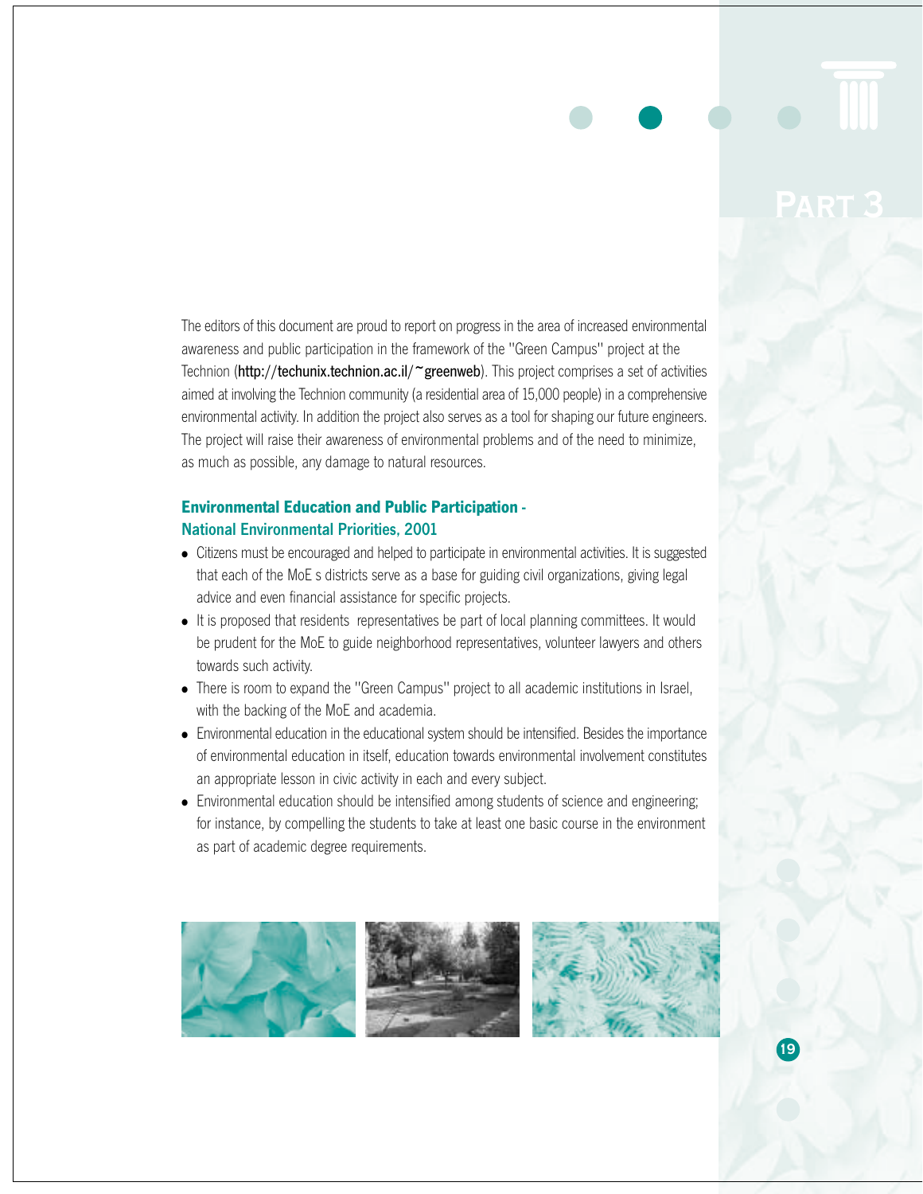# PART 3

The editors of this document are proud to report on progress in the area of increased environmental awareness and public participation in the framework of the "Green Campus" project at the Technion (**http://techunix.technion.ac.il/~greenweb**). This project comprises a set of activities aimed at involving the Technion community (a residential area of 15,000 people) in a comprehensive environmental activity. In addition the project also serves as a tool for shaping our future engineers. The project will raise their awareness of environmental problems and of the need to minimize, as much as possible, any damage to natural resources.

### Environmental Education and Public Participation - National Environmental Priorities, 2001

- Citizens must be encouraged and helped to participate in environmental activities. It is suggested that each of the MoE s districts serve as a base for guiding civil organizations, giving legal advice and even financial assistance for specific projects.
- It is proposed that residents representatives be part of local planning committees. It would be prudent for the MoE to guide neighborhood representatives, volunteer lawyers and others towards such activity.
- There is room to expand the "Green Campus" project to all academic institutions in Israel, with the backing of the MoE and academia.
- Environmental education in the educational system should be intensified. Besides the importance of environmental education in itself, education towards environmental involvement constitutes an appropriate lesson in civic activity in each and every subject.
- Environmental education should be intensified among students of science and engineering; for instance, by compelling the students to take at least one basic course in the environment as part of academic degree requirements.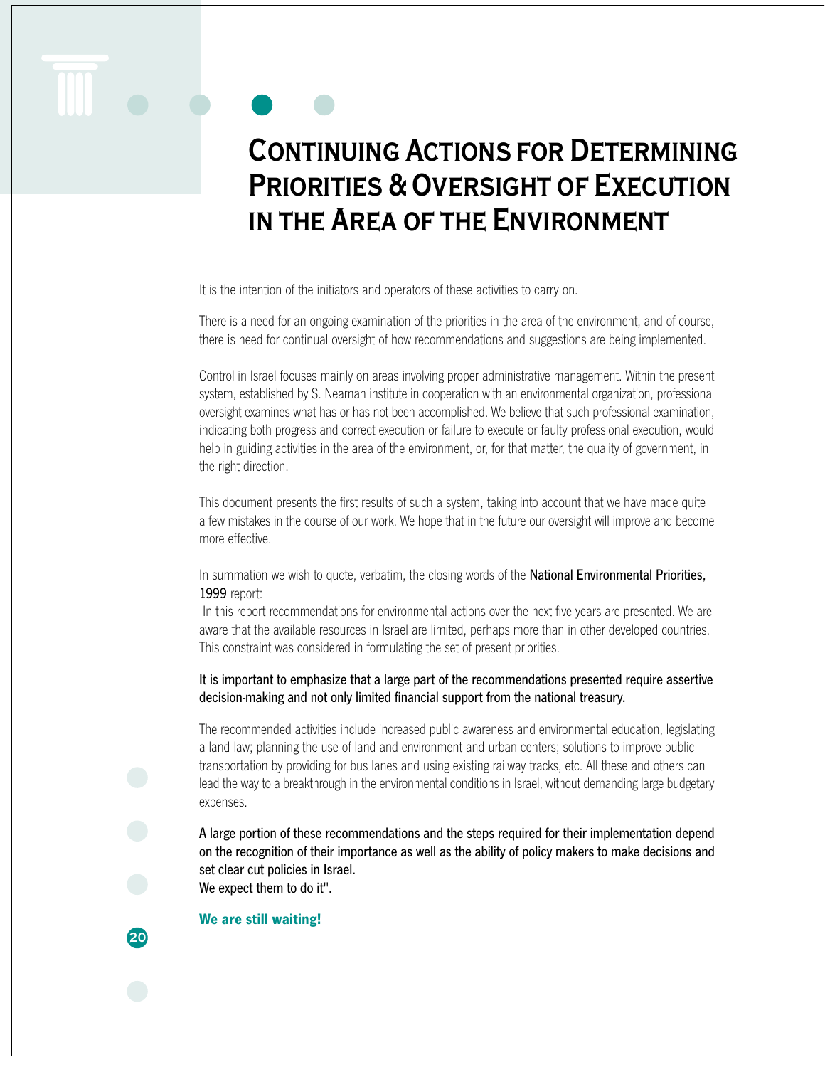# Continuing Actions for Determining Priorities & Oversight of Execution in the Area of the Environment

It is the intention of the initiators and operators of these activities to carry on.

There is a need for an ongoing examination of the priorities in the area of the environment, and of course, there is need for continual oversight of how recommendations and suggestions are being implemented.

Control in Israel focuses mainly on areas involving proper administrative management. Within the present system, established by S. Neaman institute in cooperation with an environmental organization, professional oversight examines what has or has not been accomplished. We believe that such professional examination, indicating both progress and correct execution or failure to execute or faulty professional execution, would help in guiding activities in the area of the environment, or, for that matter, the quality of government, in the right direction.

This document presents the first results of such a system, taking into account that we have made quite a few mistakes in the course of our work. We hope that in the future our oversight will improve and become more effective.

In summation we wish to quote, verbatim, the closing words of the National Environmental Priorities, 1999 report:

In this report recommendations for environmental actions over the next five years are presented. We are aware that the available resources in Israel are limited, perhaps more than in other developed countries. This constraint was considered in formulating the set of present priorities.

It is important to emphasize that a large part of the recommendations presented require assertive decision-making and not only limited financial support from the national treasury.

The recommended activities include increased public awareness and environmental education, legislating a land law; planning the use of land and environment and urban centers; solutions to improve public transportation by providing for bus lanes and using existing railway tracks, etc. All these and others can lead the way to a breakthrough in the environmental conditions in Israel, without demanding large budgetary expenses.

A large portion of these recommendations and the steps required for their implementation depend on the recognition of their importance as well as the ability of policy makers to make decisions and set clear cut policies in Israel.
We expect them to do it".

**We are still waiting!**